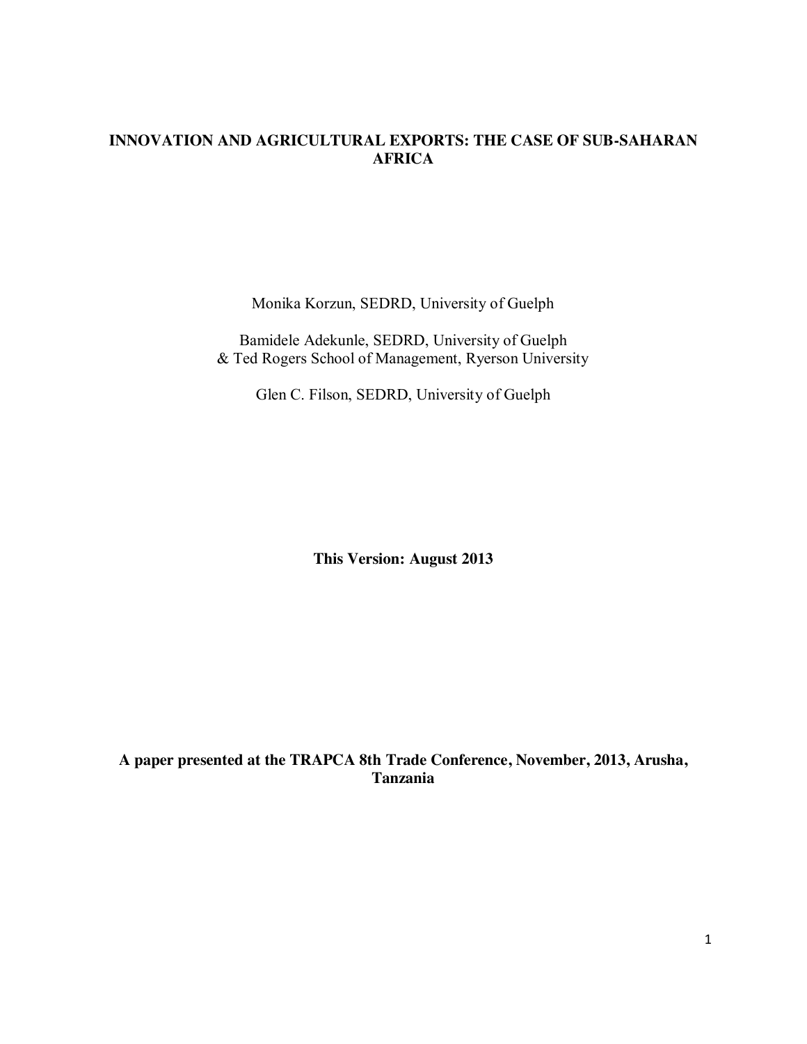# INNOVATION AND AGRICULTURAL EXPORTS: THE CASE OF SUB-SAHARAN AFRICA

Monika Korzun, SEDRD, University of Guelph

Bamidele Adekunle, SEDRD, University of Guelph
& Ted Rogers School of Management, Ryerson University

Glen C. Filson, SEDRD, University of Guelph

**This Version: August 2013**

**A paper presented at the TRAPCA 8th Trade Conference, November, 2013, Arusha, Tanzania**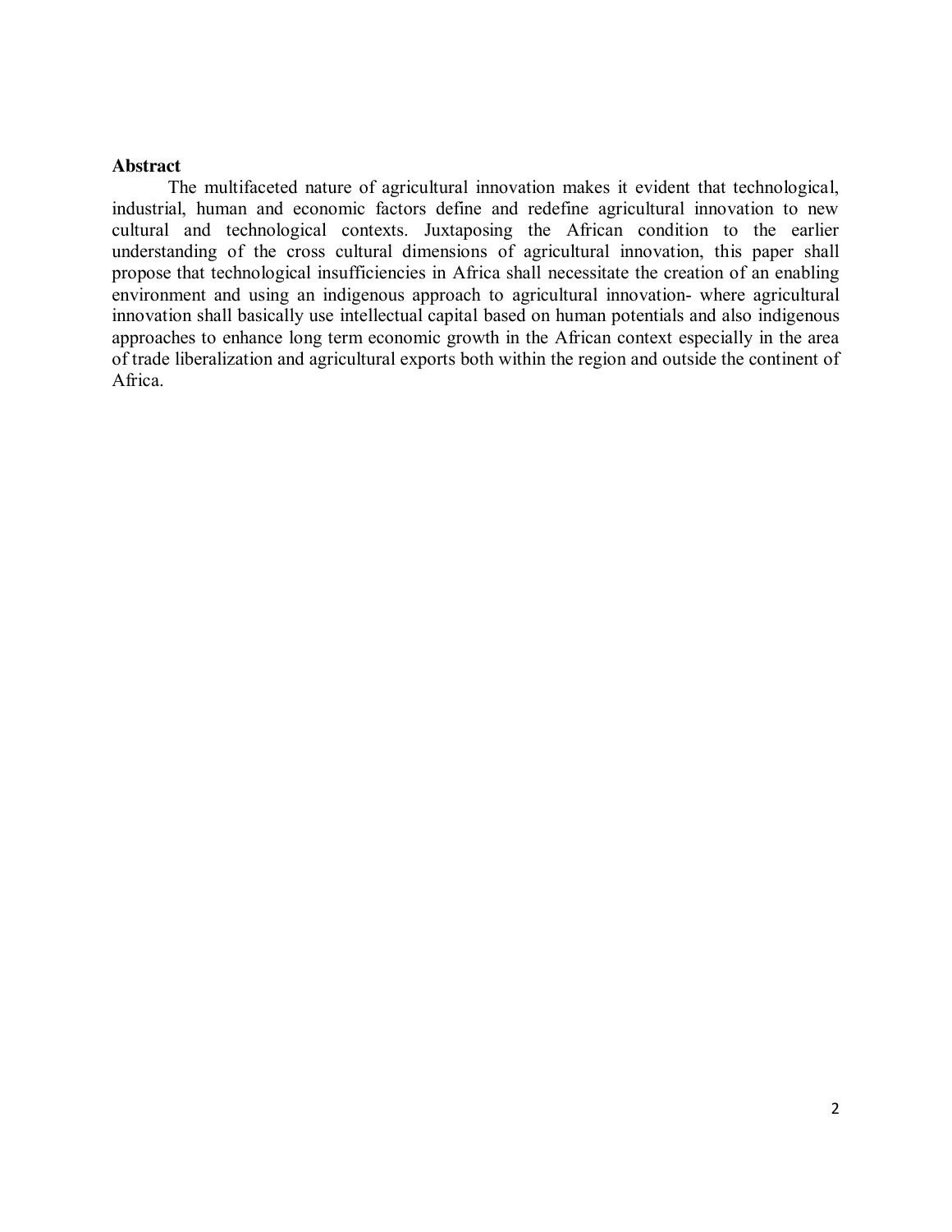**Abstract**

The multifaceted nature of agricultural innovation makes it evident that technological, industrial, human and economic factors define and redefine agricultural innovation to new cultural and technological contexts. Juxtaposing the African condition to the earlier understanding of the cross cultural dimensions of agricultural innovation, this paper shall propose that technological insufficiencies in Africa shall necessitate the creation of an enabling environment and using an indigenous approach to agricultural innovation- where agricultural innovation shall basically use intellectual capital based on human potentials and also indigenous approaches to enhance long term economic growth in the African context especially in the area of trade liberalization and agricultural exports both within the region and outside the continent of Africa.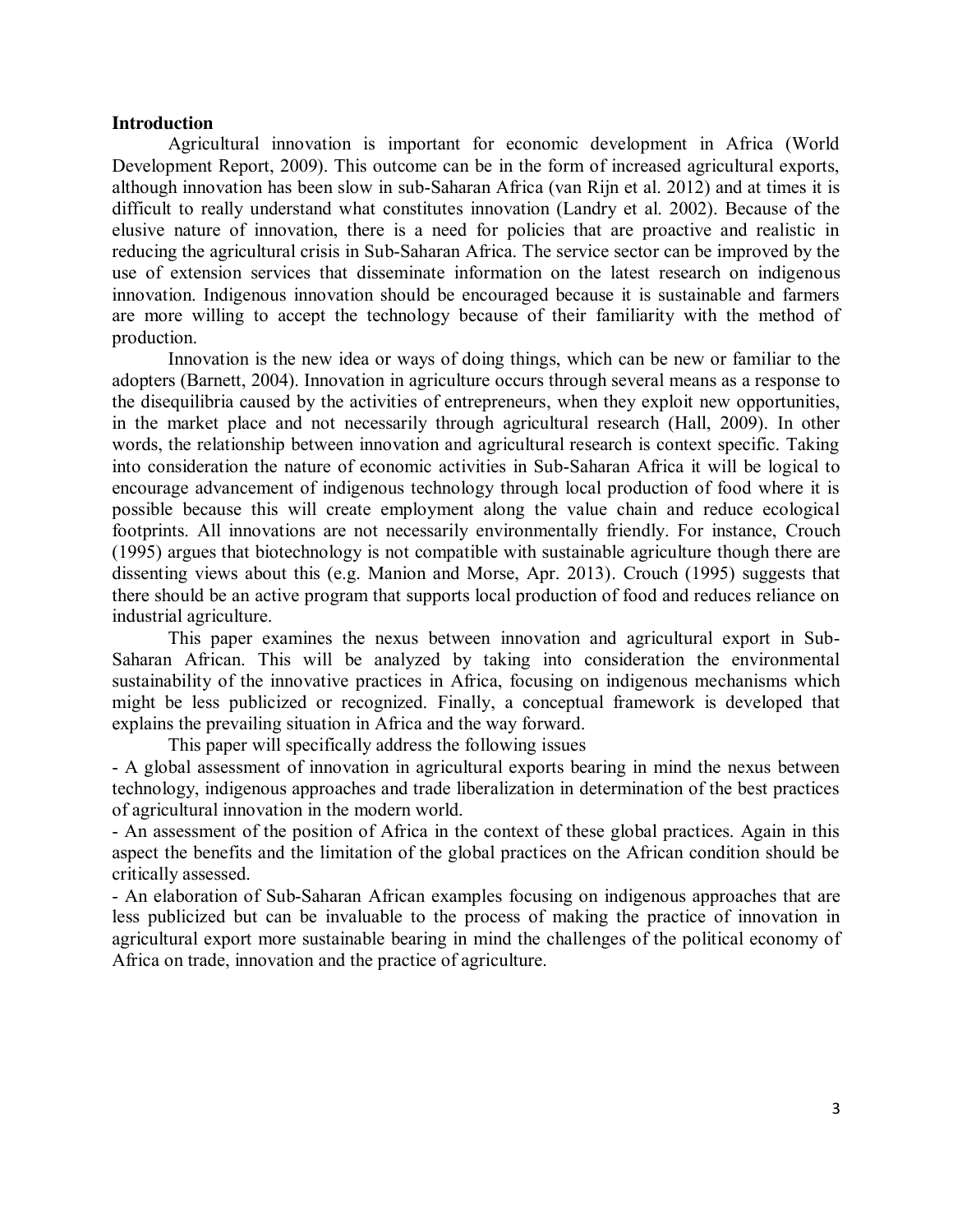**Introduction**

Agricultural innovation is important for economic development in Africa (World Development Report, 2009). This outcome can be in the form of increased agricultural exports, although innovation has been slow in sub-Saharan Africa (van Rijn et al. 2012) and at times it is difficult to really understand what constitutes innovation (Landry et al. 2002). Because of the elusive nature of innovation, there is a need for policies that are proactive and realistic in reducing the agricultural crisis in Sub-Saharan Africa. The service sector can be improved by the use of extension services that disseminate information on the latest research on indigenous innovation. Indigenous innovation should be encouraged because it is sustainable and farmers are more willing to accept the technology because of their familiarity with the method of production.

Innovation is the new idea or ways of doing things, which can be new or familiar to the adopters (Barnett, 2004). Innovation in agriculture occurs through several means as a response to the disequilibria caused by the activities of entrepreneurs, when they exploit new opportunities, in the market place and not necessarily through agricultural research (Hall, 2009). In other words, the relationship between innovation and agricultural research is context specific. Taking into consideration the nature of economic activities in Sub-Saharan Africa it will be logical to encourage advancement of indigenous technology through local production of food where it is possible because this will create employment along the value chain and reduce ecological footprints. All innovations are not necessarily environmentally friendly. For instance, Crouch (1995) argues that biotechnology is not compatible with sustainable agriculture though there are dissenting views about this (e.g. Manion and Morse, Apr. 2013). Crouch (1995) suggests that there should be an active program that supports local production of food and reduces reliance on industrial agriculture.

This paper examines the nexus between innovation and agricultural export in Sub-Saharan African. This will be analyzed by taking into consideration the environmental sustainability of the innovative practices in Africa, focusing on indigenous mechanisms which might be less publicized or recognized. Finally, a conceptual framework is developed that explains the prevailing situation in Africa and the way forward.

This paper will specifically address the following issues

- A global assessment of innovation in agricultural exports bearing in mind the nexus between technology, indigenous approaches and trade liberalization in determination of the best practices of agricultural innovation in the modern world.
- An assessment of the position of Africa in the context of these global practices. Again in this aspect the benefits and the limitation of the global practices on the African condition should be critically assessed.
- An elaboration of Sub-Saharan African examples focusing on indigenous approaches that are less publicized but can be invaluable to the process of making the practice of innovation in agricultural export more sustainable bearing in mind the challenges of the political economy of Africa on trade, innovation and the practice of agriculture.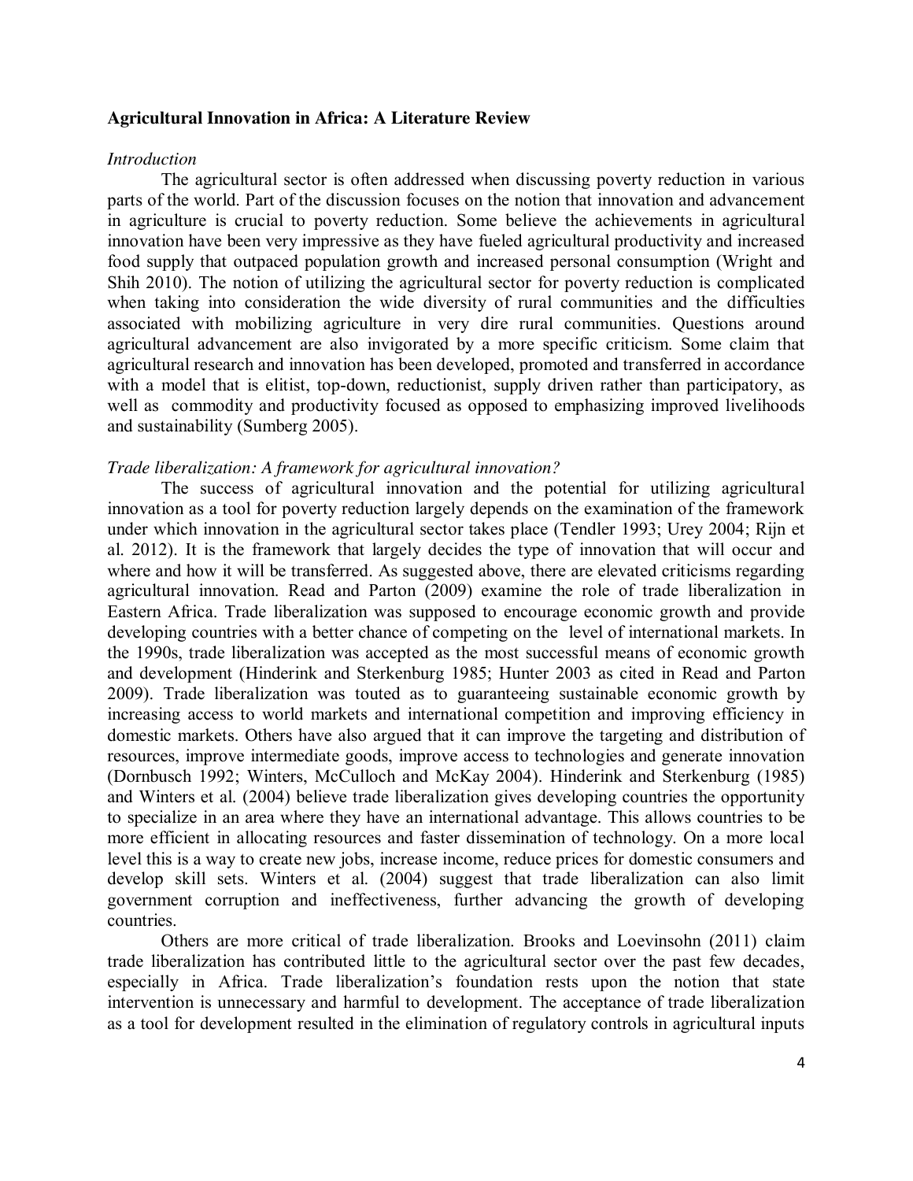**Agricultural Innovation in Africa: A Literature Review**

*Introduction*

The agricultural sector is often addressed when discussing poverty reduction in various parts of the world. Part of the discussion focuses on the notion that innovation and advancement in agriculture is crucial to poverty reduction. Some believe the achievements in agricultural innovation have been very impressive as they have fueled agricultural productivity and increased food supply that outpaced population growth and increased personal consumption (Wright and Shih 2010). The notion of utilizing the agricultural sector for poverty reduction is complicated when taking into consideration the wide diversity of rural communities and the difficulties associated with mobilizing agriculture in very dire rural communities. Questions around agricultural advancement are also invigorated by a more specific criticism. Some claim that agricultural research and innovation has been developed, promoted and transferred in accordance with a model that is elitist, top-down, reductionist, supply driven rather than participatory, as well as commodity and productivity focused as opposed to emphasizing improved livelihoods and sustainability (Sumberg 2005).

*Trade liberalization: A framework for agricultural innovation?*

The success of agricultural innovation and the potential for utilizing agricultural innovation as a tool for poverty reduction largely depends on the examination of the framework under which innovation in the agricultural sector takes place (Tendler 1993; Urey 2004; Rijn et al. 2012). It is the framework that largely decides the type of innovation that will occur and where and how it will be transferred. As suggested above, there are elevated criticisms regarding agricultural innovation. Read and Parton (2009) examine the role of trade liberalization in Eastern Africa. Trade liberalization was supposed to encourage economic growth and provide developing countries with a better chance of competing on the level of international markets. In the 1990s, trade liberalization was accepted as the most successful means of economic growth and development (Hinderink and Sterkenburg 1985; Hunter 2003 as cited in Read and Parton 2009). Trade liberalization was touted as to guaranteeing sustainable economic growth by increasing access to world markets and international competition and improving efficiency in domestic markets. Others have also argued that it can improve the targeting and distribution of resources, improve intermediate goods, improve access to technologies and generate innovation (Dornbusch 1992; Winters, McCulloch and McKay 2004). Hinderink and Sterkenburg (1985) and Winters et al. (2004) believe trade liberalization gives developing countries the opportunity to specialize in an area where they have an international advantage. This allows countries to be more efficient in allocating resources and faster dissemination of technology. On a more local level this is a way to create new jobs, increase income, reduce prices for domestic consumers and develop skill sets. Winters et al. (2004) suggest that trade liberalization can also limit government corruption and ineffectiveness, further advancing the growth of developing countries.

Others are more critical of trade liberalization. Brooks and Loevinsohn (2011) claim trade liberalization has contributed little to the agricultural sector over the past few decades, especially in Africa. Trade liberalization's foundation rests upon the notion that state intervention is unnecessary and harmful to development. The acceptance of trade liberalization as a tool for development resulted in the elimination of regulatory controls in agricultural inputs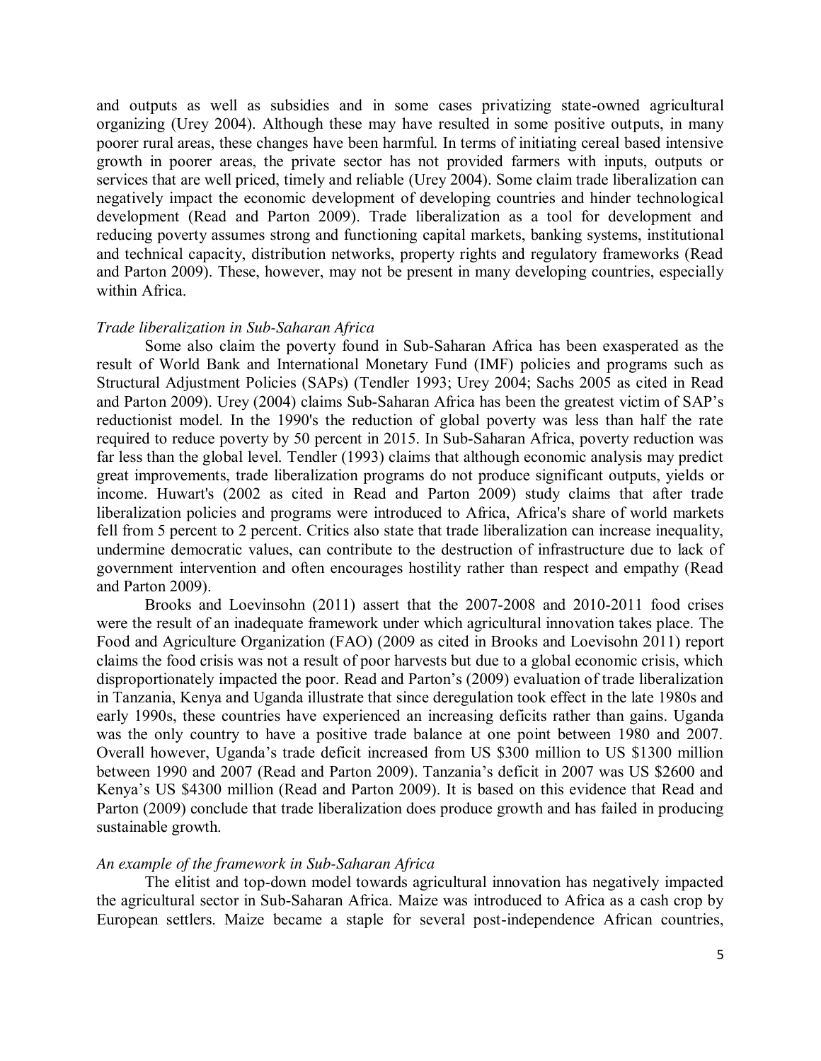and outputs as well as subsidies and in some cases privatizing state-owned agricultural organizing (Urey 2004). Although these may have resulted in some positive outputs, in many poorer rural areas, these changes have been harmful. In terms of initiating cereal based intensive growth in poorer areas, the private sector has not provided farmers with inputs, outputs or services that are well priced, timely and reliable (Urey 2004). Some claim trade liberalization can negatively impact the economic development of developing countries and hinder technological development (Read and Parton 2009). Trade liberalization as a tool for development and reducing poverty assumes strong and functioning capital markets, banking systems, institutional and technical capacity, distribution networks, property rights and regulatory frameworks (Read and Parton 2009). These, however, may not be present in many developing countries, especially within Africa.

### *Trade liberalization in Sub-Saharan Africa*

Some also claim the poverty found in Sub-Saharan Africa has been exasperated as the result of World Bank and International Monetary Fund (IMF) policies and programs such as Structural Adjustment Policies (SAPs) (Tendler 1993; Urey 2004; Sachs 2005 as cited in Read and Parton 2009). Urey (2004) claims Sub-Saharan Africa has been the greatest victim of SAP's reductionist model. In the 1990's the reduction of global poverty was less than half the rate required to reduce poverty by 50 percent in 2015. In Sub-Saharan Africa, poverty reduction was far less than the global level. Tendler (1993) claims that although economic analysis may predict great improvements, trade liberalization programs do not produce significant outputs, yields or income. Huwart's (2002 as cited in Read and Parton 2009) study claims that after trade liberalization policies and programs were introduced to Africa, Africa's share of world markets fell from 5 percent to 2 percent. Critics also state that trade liberalization can increase inequality, undermine democratic values, can contribute to the destruction of infrastructure due to lack of government intervention and often encourages hostility rather than respect and empathy (Read and Parton 2009).

Brooks and Loevinsohn (2011) assert that the 2007-2008 and 2010-2011 food crises were the result of an inadequate framework under which agricultural innovation takes place. The Food and Agriculture Organization (FAO) (2009 as cited in Brooks and Loevisohn 2011) report claims the food crisis was not a result of poor harvests but due to a global economic crisis, which disproportionately impacted the poor. Read and Parton's (2009) evaluation of trade liberalization in Tanzania, Kenya and Uganda illustrate that since deregulation took effect in the late 1980s and early 1990s, these countries have experienced an increasing deficits rather than gains. Uganda was the only country to have a positive trade balance at one point between 1980 and 2007. Overall however, Uganda's trade deficit increased from US $300 million to US $1300 million between 1990 and 2007 (Read and Parton 2009). Tanzania's deficit in 2007 was US $2600 and Kenya's US $4300 million (Read and Parton 2009). It is based on this evidence that Read and Parton (2009) conclude that trade liberalization does produce growth and has failed in producing sustainable growth.

### *An example of the framework in Sub-Saharan Africa*

The elitist and top-down model towards agricultural innovation has negatively impacted the agricultural sector in Sub-Saharan Africa. Maize was introduced to Africa as a cash crop by European settlers. Maize became a staple for several post-independence African countries,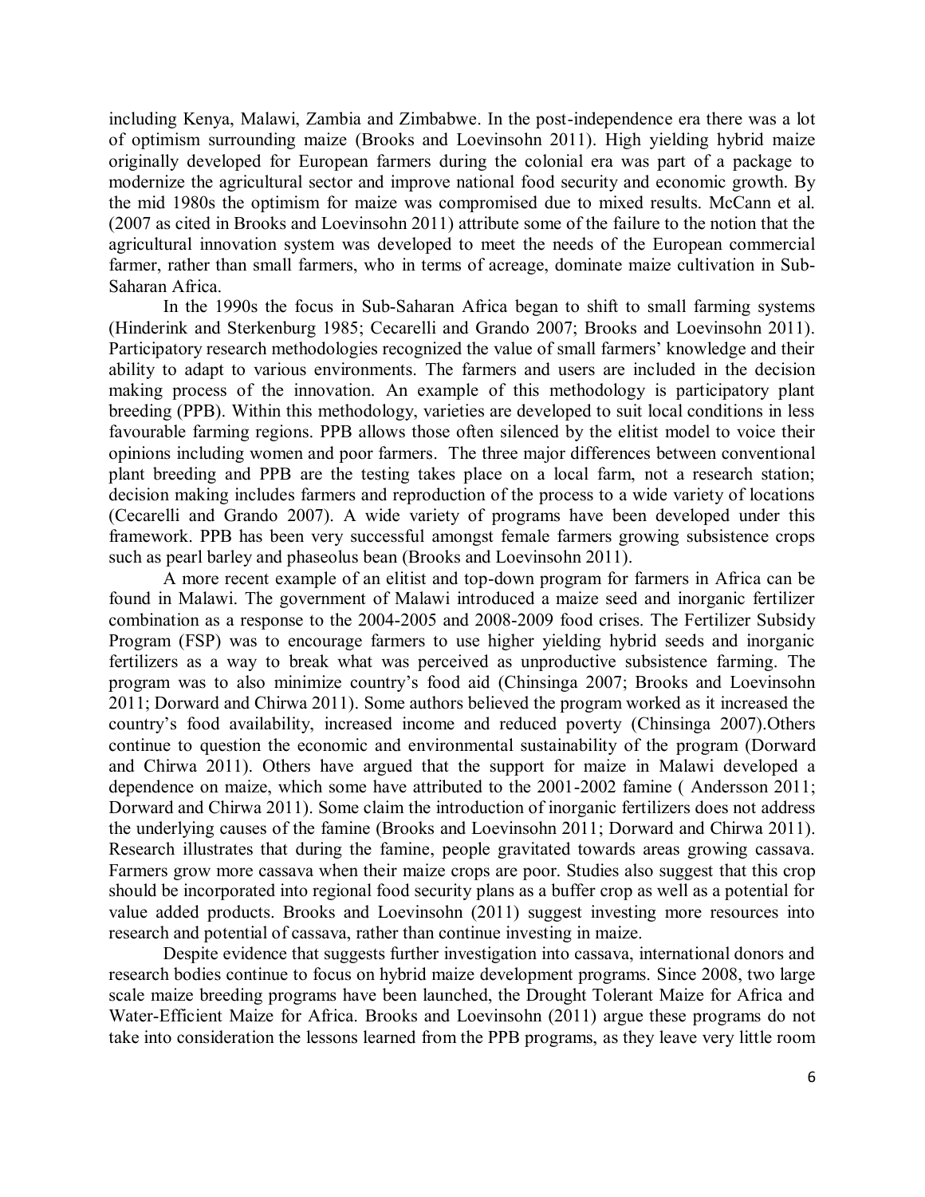including Kenya, Malawi, Zambia and Zimbabwe. In the post-independence era there was a lot of optimism surrounding maize (Brooks and Loevinsohn 2011). High yielding hybrid maize originally developed for European farmers during the colonial era was part of a package to modernize the agricultural sector and improve national food security and economic growth. By the mid 1980s the optimism for maize was compromised due to mixed results. McCann et al. (2007 as cited in Brooks and Loevinsohn 2011) attribute some of the failure to the notion that the agricultural innovation system was developed to meet the needs of the European commercial farmer, rather than small farmers, who in terms of acreage, dominate maize cultivation in Sub-Saharan Africa.

In the 1990s the focus in Sub-Saharan Africa began to shift to small farming systems (Hinderink and Sterkenburg 1985; Cecarelli and Grando 2007; Brooks and Loevinsohn 2011). Participatory research methodologies recognized the value of small farmers' knowledge and their ability to adapt to various environments. The farmers and users are included in the decision making process of the innovation. An example of this methodology is participatory plant breeding (PPB). Within this methodology, varieties are developed to suit local conditions in less favourable farming regions. PPB allows those often silenced by the elitist model to voice their opinions including women and poor farmers. The three major differences between conventional plant breeding and PPB are the testing takes place on a local farm, not a research station; decision making includes farmers and reproduction of the process to a wide variety of locations (Cecarelli and Grando 2007). A wide variety of programs have been developed under this framework. PPB has been very successful amongst female farmers growing subsistence crops such as pearl barley and phaseolus bean (Brooks and Loevinsohn 2011).

A more recent example of an elitist and top-down program for farmers in Africa can be found in Malawi. The government of Malawi introduced a maize seed and inorganic fertilizer combination as a response to the 2004-2005 and 2008-2009 food crises. The Fertilizer Subsidy Program (FSP) was to encourage farmers to use higher yielding hybrid seeds and inorganic fertilizers as a way to break what was perceived as unproductive subsistence farming. The program was to also minimize country's food aid (Chinsinga 2007; Brooks and Loevinsohn 2011; Dorward and Chirwa 2011). Some authors believed the program worked as it increased the country's food availability, increased income and reduced poverty (Chinsinga 2007).Others continue to question the economic and environmental sustainability of the program (Dorward and Chirwa 2011). Others have argued that the support for maize in Malawi developed a dependence on maize, which some have attributed to the 2001-2002 famine ( Andersson 2011; Dorward and Chirwa 2011). Some claim the introduction of inorganic fertilizers does not address the underlying causes of the famine (Brooks and Loevinsohn 2011; Dorward and Chirwa 2011). Research illustrates that during the famine, people gravitated towards areas growing cassava. Farmers grow more cassava when their maize crops are poor. Studies also suggest that this crop should be incorporated into regional food security plans as a buffer crop as well as a potential for value added products. Brooks and Loevinsohn (2011) suggest investing more resources into research and potential of cassava, rather than continue investing in maize.

Despite evidence that suggests further investigation into cassava, international donors and research bodies continue to focus on hybrid maize development programs. Since 2008, two large scale maize breeding programs have been launched, the Drought Tolerant Maize for Africa and Water-Efficient Maize for Africa. Brooks and Loevinsohn (2011) argue these programs do not take into consideration the lessons learned from the PPB programs, as they leave very little room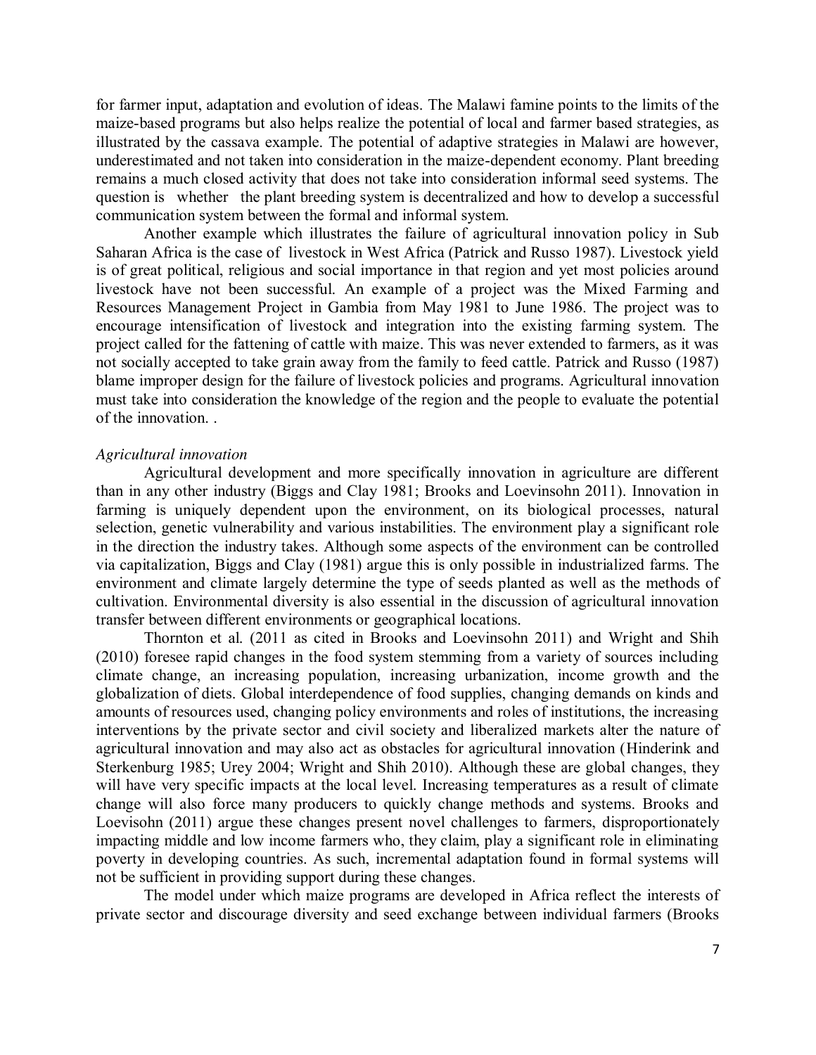for farmer input, adaptation and evolution of ideas. The Malawi famine points to the limits of the maize-based programs but also helps realize the potential of local and farmer based strategies, as illustrated by the cassava example. The potential of adaptive strategies in Malawi are however, underestimated and not taken into consideration in the maize-dependent economy. Plant breeding remains a much closed activity that does not take into consideration informal seed systems. The question is whether the plant breeding system is decentralized and how to develop a successful communication system between the formal and informal system.

Another example which illustrates the failure of agricultural innovation policy in Sub Saharan Africa is the case of livestock in West Africa (Patrick and Russo 1987). Livestock yield is of great political, religious and social importance in that region and yet most policies around livestock have not been successful. An example of a project was the Mixed Farming and Resources Management Project in Gambia from May 1981 to June 1986. The project was to encourage intensification of livestock and integration into the existing farming system. The project called for the fattening of cattle with maize. This was never extended to farmers, as it was not socially accepted to take grain away from the family to feed cattle. Patrick and Russo (1987) blame improper design for the failure of livestock policies and programs. Agricultural innovation must take into consideration the knowledge of the region and the people to evaluate the potential of the innovation. .

*Agricultural innovation*

Agricultural development and more specifically innovation in agriculture are different than in any other industry (Biggs and Clay 1981; Brooks and Loevinsohn 2011). Innovation in farming is uniquely dependent upon the environment, on its biological processes, natural selection, genetic vulnerability and various instabilities. The environment play a significant role in the direction the industry takes. Although some aspects of the environment can be controlled via capitalization, Biggs and Clay (1981) argue this is only possible in industrialized farms. The environment and climate largely determine the type of seeds planted as well as the methods of cultivation. Environmental diversity is also essential in the discussion of agricultural innovation transfer between different environments or geographical locations.

Thornton et al. (2011 as cited in Brooks and Loevinsohn 2011) and Wright and Shih (2010) foresee rapid changes in the food system stemming from a variety of sources including climate change, an increasing population, increasing urbanization, income growth and the globalization of diets. Global interdependence of food supplies, changing demands on kinds and amounts of resources used, changing policy environments and roles of institutions, the increasing interventions by the private sector and civil society and liberalized markets alter the nature of agricultural innovation and may also act as obstacles for agricultural innovation (Hinderink and Sterkenburg 1985; Urey 2004; Wright and Shih 2010). Although these are global changes, they will have very specific impacts at the local level. Increasing temperatures as a result of climate change will also force many producers to quickly change methods and systems. Brooks and Loevisohn (2011) argue these changes present novel challenges to farmers, disproportionately impacting middle and low income farmers who, they claim, play a significant role in eliminating poverty in developing countries. As such, incremental adaptation found in formal systems will not be sufficient in providing support during these changes.

The model under which maize programs are developed in Africa reflect the interests of private sector and discourage diversity and seed exchange between individual farmers (Brooks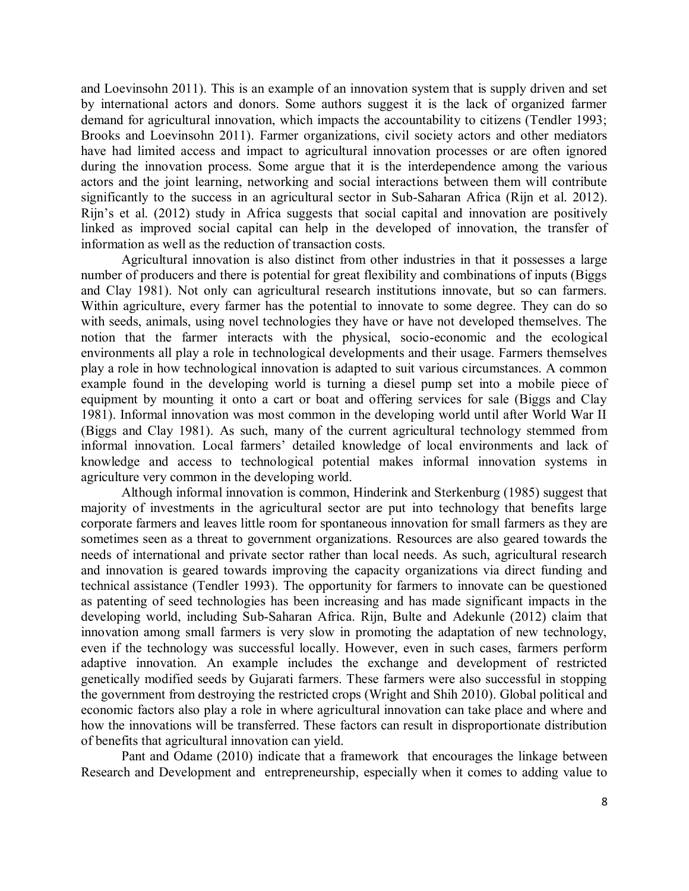and Loevinsohn 2011). This is an example of an innovation system that is supply driven and set by international actors and donors. Some authors suggest it is the lack of organized farmer demand for agricultural innovation, which impacts the accountability to citizens (Tendler 1993; Brooks and Loevinsohn 2011). Farmer organizations, civil society actors and other mediators have had limited access and impact to agricultural innovation processes or are often ignored during the innovation process. Some argue that it is the interdependence among the various actors and the joint learning, networking and social interactions between them will contribute significantly to the success in an agricultural sector in Sub-Saharan Africa (Rijn et al. 2012). Rijn's et al. (2012) study in Africa suggests that social capital and innovation are positively linked as improved social capital can help in the developed of innovation, the transfer of information as well as the reduction of transaction costs.

Agricultural innovation is also distinct from other industries in that it possesses a large number of producers and there is potential for great flexibility and combinations of inputs (Biggs and Clay 1981). Not only can agricultural research institutions innovate, but so can farmers. Within agriculture, every farmer has the potential to innovate to some degree. They can do so with seeds, animals, using novel technologies they have or have not developed themselves. The notion that the farmer interacts with the physical, socio-economic and the ecological environments all play a role in technological developments and their usage. Farmers themselves play a role in how technological innovation is adapted to suit various circumstances. A common example found in the developing world is turning a diesel pump set into a mobile piece of equipment by mounting it onto a cart or boat and offering services for sale (Biggs and Clay 1981). Informal innovation was most common in the developing world until after World War II (Biggs and Clay 1981). As such, many of the current agricultural technology stemmed from informal innovation. Local farmers' detailed knowledge of local environments and lack of knowledge and access to technological potential makes informal innovation systems in agriculture very common in the developing world.

Although informal innovation is common, Hinderink and Sterkenburg (1985) suggest that majority of investments in the agricultural sector are put into technology that benefits large corporate farmers and leaves little room for spontaneous innovation for small farmers as they are sometimes seen as a threat to government organizations. Resources are also geared towards the needs of international and private sector rather than local needs. As such, agricultural research and innovation is geared towards improving the capacity organizations via direct funding and technical assistance (Tendler 1993). The opportunity for farmers to innovate can be questioned as patenting of seed technologies has been increasing and has made significant impacts in the developing world, including Sub-Saharan Africa. Rijn, Bulte and Adekunle (2012) claim that innovation among small farmers is very slow in promoting the adaptation of new technology, even if the technology was successful locally. However, even in such cases, farmers perform adaptive innovation. An example includes the exchange and development of restricted genetically modified seeds by Gujarati farmers. These farmers were also successful in stopping the government from destroying the restricted crops (Wright and Shih 2010). Global political and economic factors also play a role in where agricultural innovation can take place and where and how the innovations will be transferred. These factors can result in disproportionate distribution of benefits that agricultural innovation can yield.

Pant and Odame (2010) indicate that a framework that encourages the linkage between Research and Development and entrepreneurship, especially when it comes to adding value to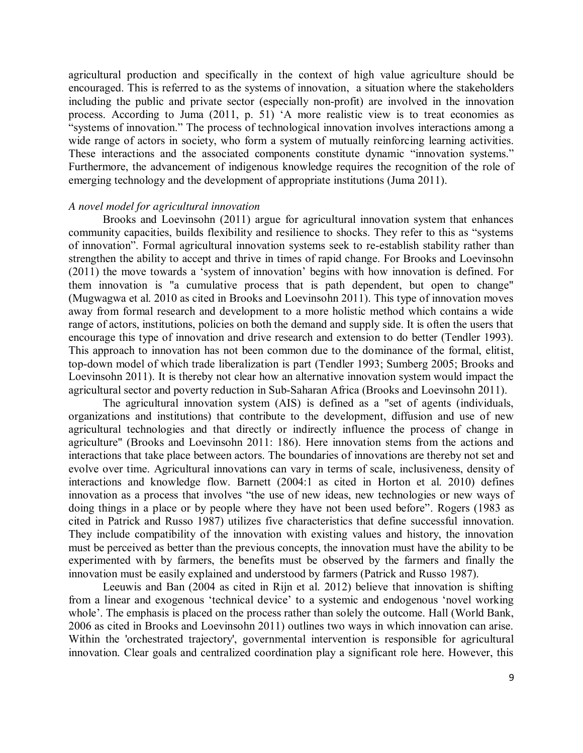agricultural production and specifically in the context of high value agriculture should be encouraged. This is referred to as the systems of innovation, a situation where the stakeholders including the public and private sector (especially non-profit) are involved in the innovation process. According to Juma (2011, p. 51) 'A more realistic view is to treat economies as "systems of innovation." The process of technological innovation involves interactions among a wide range of actors in society, who form a system of mutually reinforcing learning activities. These interactions and the associated components constitute dynamic "innovation systems." Furthermore, the advancement of indigenous knowledge requires the recognition of the role of emerging technology and the development of appropriate institutions (Juma 2011).

*A novel model for agricultural innovation*

Brooks and Loevinsohn (2011) argue for agricultural innovation system that enhances community capacities, builds flexibility and resilience to shocks. They refer to this as "systems of innovation". Formal agricultural innovation systems seek to re-establish stability rather than strengthen the ability to accept and thrive in times of rapid change. For Brooks and Loevinsohn (2011) the move towards a 'system of innovation' begins with how innovation is defined. For them innovation is "a cumulative process that is path dependent, but open to change" (Mugwagwa et al. 2010 as cited in Brooks and Loevinsohn 2011). This type of innovation moves away from formal research and development to a more holistic method which contains a wide range of actors, institutions, policies on both the demand and supply side. It is often the users that encourage this type of innovation and drive research and extension to do better (Tendler 1993). This approach to innovation has not been common due to the dominance of the formal, elitist, top-down model of which trade liberalization is part (Tendler 1993; Sumberg 2005; Brooks and Loevinsohn 2011). It is thereby not clear how an alternative innovation system would impact the agricultural sector and poverty reduction in Sub-Saharan Africa (Brooks and Loevinsohn 2011).

The agricultural innovation system (AIS) is defined as a "set of agents (individuals, organizations and institutions) that contribute to the development, diffusion and use of new agricultural technologies and that directly or indirectly influence the process of change in agriculture" (Brooks and Loevinsohn 2011: 186). Here innovation stems from the actions and interactions that take place between actors. The boundaries of innovations are thereby not set and evolve over time. Agricultural innovations can vary in terms of scale, inclusiveness, density of interactions and knowledge flow. Barnett (2004:1 as cited in Horton et al. 2010) defines innovation as a process that involves "the use of new ideas, new technologies or new ways of doing things in a place or by people where they have not been used before". Rogers (1983 as cited in Patrick and Russo 1987) utilizes five characteristics that define successful innovation. They include compatibility of the innovation with existing values and history, the innovation must be perceived as better than the previous concepts, the innovation must have the ability to be experimented with by farmers, the benefits must be observed by the farmers and finally the innovation must be easily explained and understood by farmers (Patrick and Russo 1987).

Leeuwis and Ban (2004 as cited in Rijn et al. 2012) believe that innovation is shifting from a linear and exogenous 'technical device' to a systemic and endogenous 'novel working whole'. The emphasis is placed on the process rather than solely the outcome. Hall (World Bank, 2006 as cited in Brooks and Loevinsohn 2011) outlines two ways in which innovation can arise. Within the 'orchestrated trajectory', governmental intervention is responsible for agricultural innovation. Clear goals and centralized coordination play a significant role here. However, this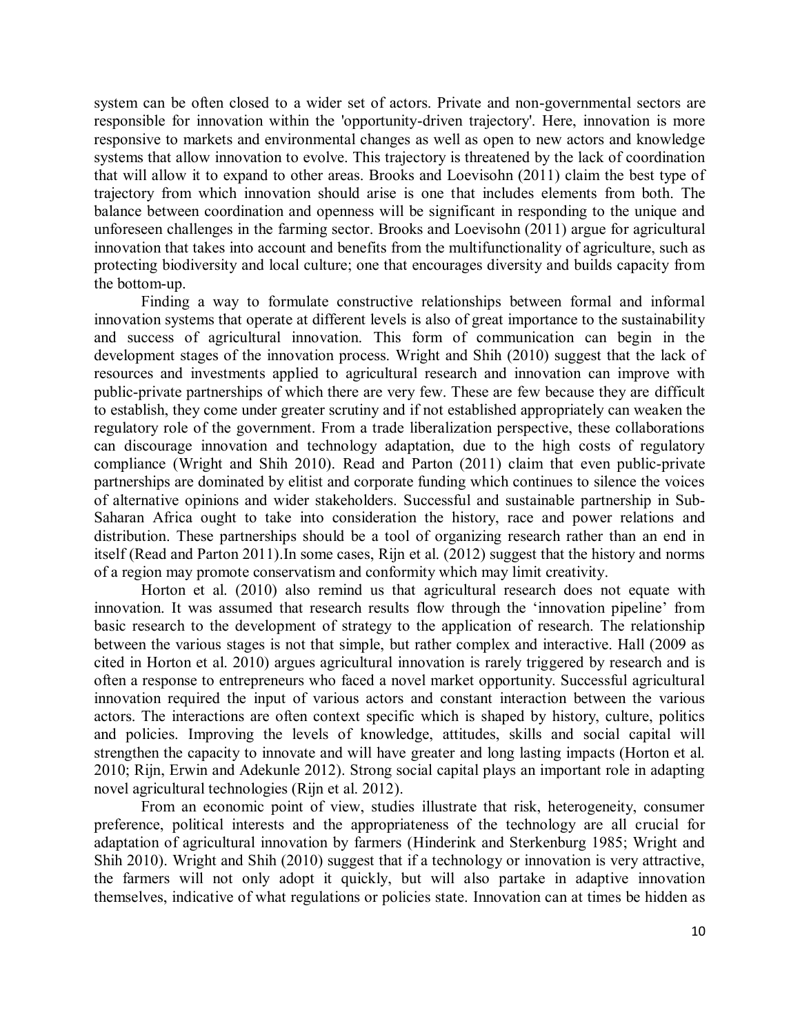system can be often closed to a wider set of actors. Private and non-governmental sectors are responsible for innovation within the 'opportunity-driven trajectory'. Here, innovation is more responsive to markets and environmental changes as well as open to new actors and knowledge systems that allow innovation to evolve. This trajectory is threatened by the lack of coordination that will allow it to expand to other areas. Brooks and Loevisohn (2011) claim the best type of trajectory from which innovation should arise is one that includes elements from both. The balance between coordination and openness will be significant in responding to the unique and unforeseen challenges in the farming sector. Brooks and Loevisohn (2011) argue for agricultural innovation that takes into account and benefits from the multifunctionality of agriculture, such as protecting biodiversity and local culture; one that encourages diversity and builds capacity from the bottom-up.

Finding a way to formulate constructive relationships between formal and informal innovation systems that operate at different levels is also of great importance to the sustainability and success of agricultural innovation. This form of communication can begin in the development stages of the innovation process. Wright and Shih (2010) suggest that the lack of resources and investments applied to agricultural research and innovation can improve with public-private partnerships of which there are very few. These are few because they are difficult to establish, they come under greater scrutiny and if not established appropriately can weaken the regulatory role of the government. From a trade liberalization perspective, these collaborations can discourage innovation and technology adaptation, due to the high costs of regulatory compliance (Wright and Shih 2010). Read and Parton (2011) claim that even public-private partnerships are dominated by elitist and corporate funding which continues to silence the voices of alternative opinions and wider stakeholders. Successful and sustainable partnership in Sub-Saharan Africa ought to take into consideration the history, race and power relations and distribution. These partnerships should be a tool of organizing research rather than an end in itself (Read and Parton 2011).In some cases, Rijn et al. (2012) suggest that the history and norms of a region may promote conservatism and conformity which may limit creativity.

Horton et al. (2010) also remind us that agricultural research does not equate with innovation. It was assumed that research results flow through the 'innovation pipeline' from basic research to the development of strategy to the application of research. The relationship between the various stages is not that simple, but rather complex and interactive. Hall (2009 as cited in Horton et al. 2010) argues agricultural innovation is rarely triggered by research and is often a response to entrepreneurs who faced a novel market opportunity. Successful agricultural innovation required the input of various actors and constant interaction between the various actors. The interactions are often context specific which is shaped by history, culture, politics and policies. Improving the levels of knowledge, attitudes, skills and social capital will strengthen the capacity to innovate and will have greater and long lasting impacts (Horton et al. 2010; Rijn, Erwin and Adekunle 2012). Strong social capital plays an important role in adapting novel agricultural technologies (Rijn et al. 2012).

From an economic point of view, studies illustrate that risk, heterogeneity, consumer preference, political interests and the appropriateness of the technology are all crucial for adaptation of agricultural innovation by farmers (Hinderink and Sterkenburg 1985; Wright and Shih 2010). Wright and Shih (2010) suggest that if a technology or innovation is very attractive, the farmers will not only adopt it quickly, but will also partake in adaptive innovation themselves, indicative of what regulations or policies state. Innovation can at times be hidden as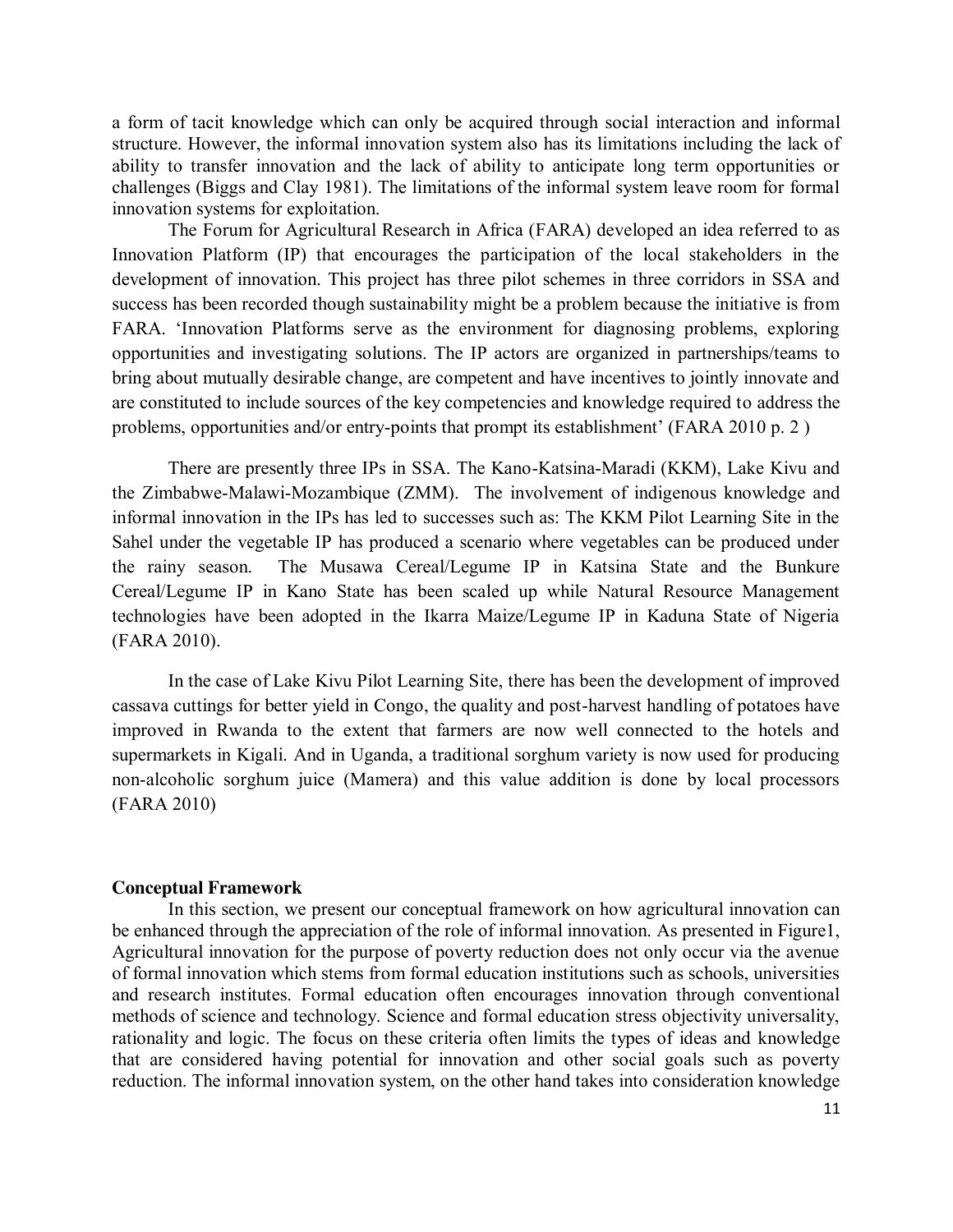a form of tacit knowledge which can only be acquired through social interaction and informal structure. However, the informal innovation system also has its limitations including the lack of ability to transfer innovation and the lack of ability to anticipate long term opportunities or challenges (Biggs and Clay 1981). The limitations of the informal system leave room for formal innovation systems for exploitation.

The Forum for Agricultural Research in Africa (FARA) developed an idea referred to as Innovation Platform (IP) that encourages the participation of the local stakeholders in the development of innovation. This project has three pilot schemes in three corridors in SSA and success has been recorded though sustainability might be a problem because the initiative is from FARA. 'Innovation Platforms serve as the environment for diagnosing problems, exploring opportunities and investigating solutions. The IP actors are organized in partnerships/teams to bring about mutually desirable change, are competent and have incentives to jointly innovate and are constituted to include sources of the key competencies and knowledge required to address the problems, opportunities and/or entry-points that prompt its establishment' (FARA 2010 p. 2 )

There are presently three IPs in SSA. The Kano-Katsina-Maradi (KKM), Lake Kivu and the Zimbabwe-Malawi-Mozambique (ZMM). The involvement of indigenous knowledge and informal innovation in the IPs has led to successes such as: The KKM Pilot Learning Site in the Sahel under the vegetable IP has produced a scenario where vegetables can be produced under the rainy season. The Musawa Cereal/Legume IP in Katsina State and the Bunkure Cereal/Legume IP in Kano State has been scaled up while Natural Resource Management technologies have been adopted in the Ikarra Maize/Legume IP in Kaduna State of Nigeria (FARA 2010).

In the case of Lake Kivu Pilot Learning Site, there has been the development of improved cassava cuttings for better yield in Congo, the quality and post-harvest handling of potatoes have improved in Rwanda to the extent that farmers are now well connected to the hotels and supermarkets in Kigali. And in Uganda, a traditional sorghum variety is now used for producing non-alcoholic sorghum juice (Mamera) and this value addition is done by local processors (FARA 2010)

**Conceptual Framework**

In this section, we present our conceptual framework on how agricultural innovation can be enhanced through the appreciation of the role of informal innovation. As presented in Figure1, Agricultural innovation for the purpose of poverty reduction does not only occur via the avenue of formal innovation which stems from formal education institutions such as schools, universities and research institutes. Formal education often encourages innovation through conventional methods of science and technology. Science and formal education stress objectivity universality, rationality and logic. The focus on these criteria often limits the types of ideas and knowledge that are considered having potential for innovation and other social goals such as poverty reduction. The informal innovation system, on the other hand takes into consideration knowledge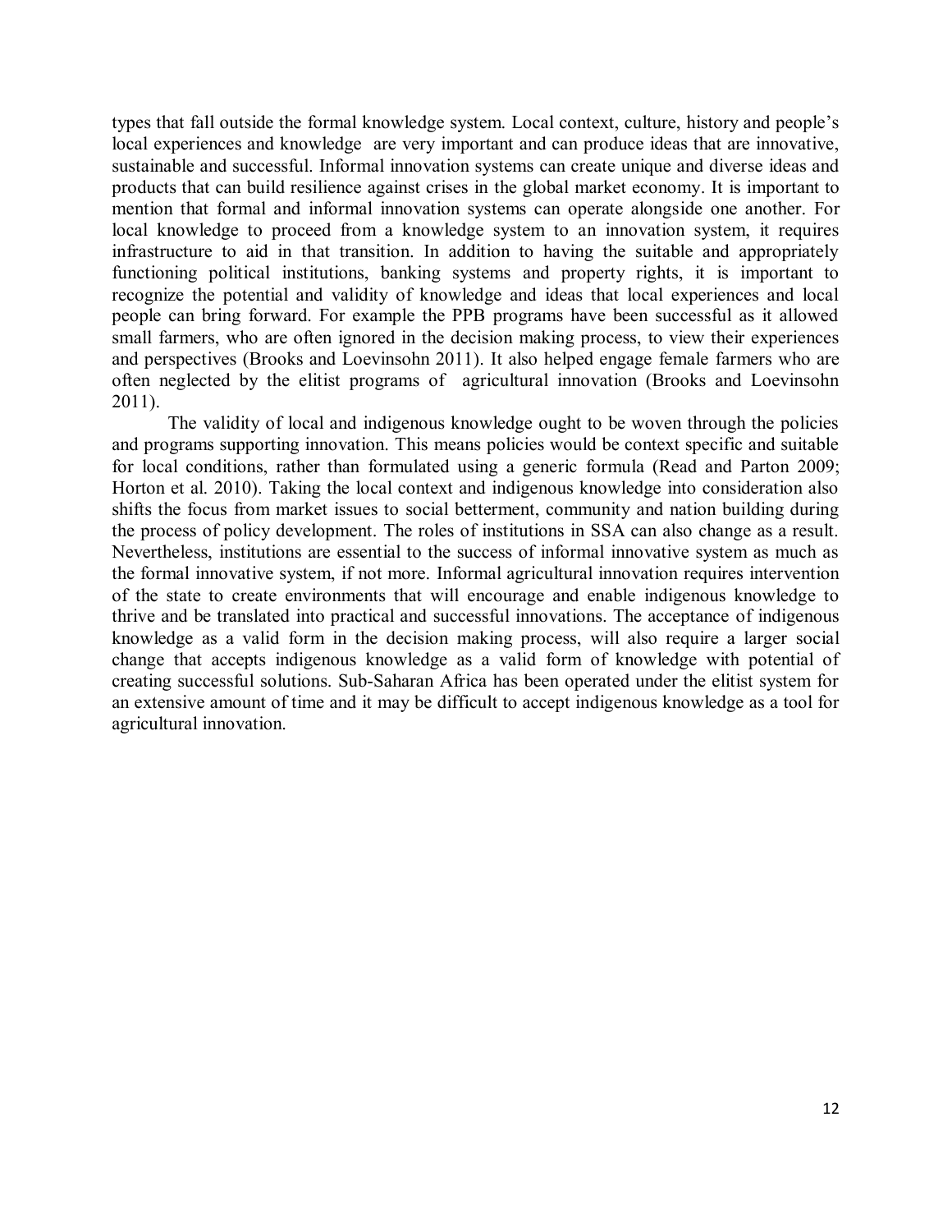types that fall outside the formal knowledge system. Local context, culture, history and people's local experiences and knowledge are very important and can produce ideas that are innovative, sustainable and successful. Informal innovation systems can create unique and diverse ideas and products that can build resilience against crises in the global market economy. It is important to mention that formal and informal innovation systems can operate alongside one another. For local knowledge to proceed from a knowledge system to an innovation system, it requires infrastructure to aid in that transition. In addition to having the suitable and appropriately functioning political institutions, banking systems and property rights, it is important to recognize the potential and validity of knowledge and ideas that local experiences and local people can bring forward. For example the PPB programs have been successful as it allowed small farmers, who are often ignored in the decision making process, to view their experiences and perspectives (Brooks and Loevinsohn 2011). It also helped engage female farmers who are often neglected by the elitist programs of agricultural innovation (Brooks and Loevinsohn 2011).

The validity of local and indigenous knowledge ought to be woven through the policies and programs supporting innovation. This means policies would be context specific and suitable for local conditions, rather than formulated using a generic formula (Read and Parton 2009; Horton et al. 2010). Taking the local context and indigenous knowledge into consideration also shifts the focus from market issues to social betterment, community and nation building during the process of policy development. The roles of institutions in SSA can also change as a result. Nevertheless, institutions are essential to the success of informal innovative system as much as the formal innovative system, if not more. Informal agricultural innovation requires intervention of the state to create environments that will encourage and enable indigenous knowledge to thrive and be translated into practical and successful innovations. The acceptance of indigenous knowledge as a valid form in the decision making process, will also require a larger social change that accepts indigenous knowledge as a valid form of knowledge with potential of creating successful solutions. Sub-Saharan Africa has been operated under the elitist system for an extensive amount of time and it may be difficult to accept indigenous knowledge as a tool for agricultural innovation.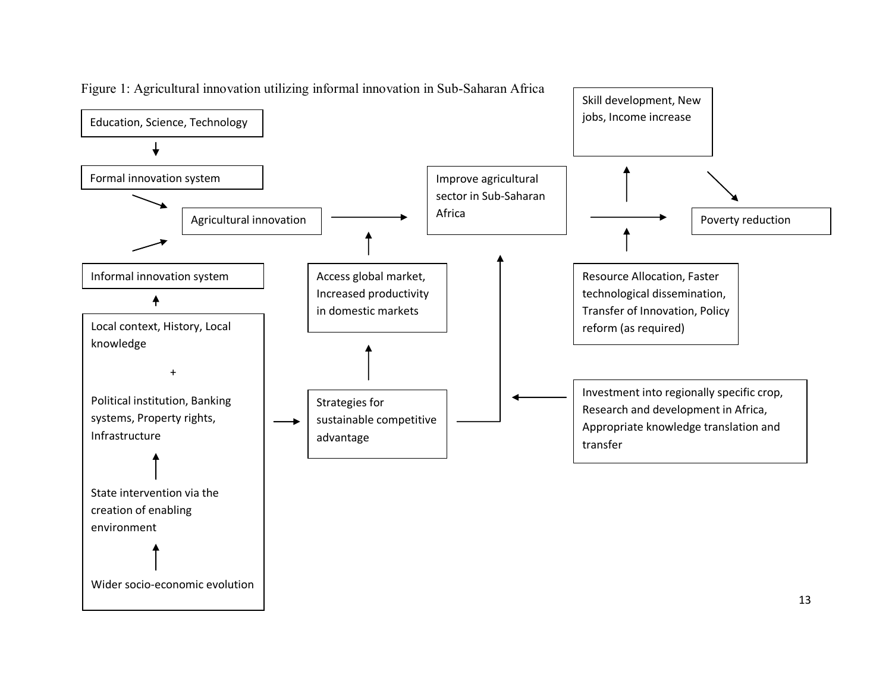Figure 1: Agricultural innovation utilizing informal innovation in Sub-Saharan Africa

Education, Science, Technology

Formal innovation system

Agricultural innovation

Informal innovation system

Local context, History, Local knowledge

+

Political institution, Banking systems, Property rights, Infrastructure

State intervention via the creation of enabling environment

Wider socio-economic evolution

Access global market, Increased productivity in domestic markets

Strategies for sustainable competitive advantage

Improve agricultural sector in Sub-Saharan Africa

Skill development, New jobs, Income increase

Poverty reduction

Resource Allocation, Faster technological dissemination, Transfer of Innovation, Policy reform (as required)

Investment into regionally specific crop, Research and development in Africa, Appropriate knowledge translation and transfer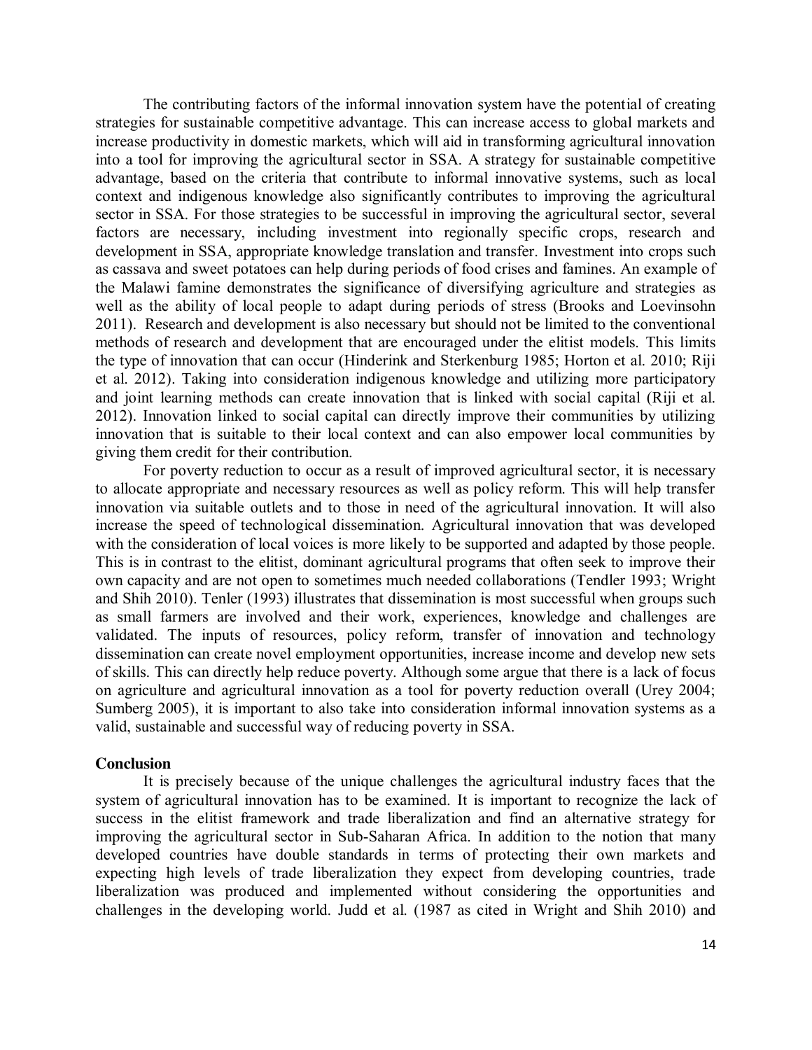The contributing factors of the informal innovation system have the potential of creating strategies for sustainable competitive advantage. This can increase access to global markets and increase productivity in domestic markets, which will aid in transforming agricultural innovation into a tool for improving the agricultural sector in SSA. A strategy for sustainable competitive advantage, based on the criteria that contribute to informal innovative systems, such as local context and indigenous knowledge also significantly contributes to improving the agricultural sector in SSA. For those strategies to be successful in improving the agricultural sector, several factors are necessary, including investment into regionally specific crops, research and development in SSA, appropriate knowledge translation and transfer. Investment into crops such as cassava and sweet potatoes can help during periods of food crises and famines. An example of the Malawi famine demonstrates the significance of diversifying agriculture and strategies as well as the ability of local people to adapt during periods of stress (Brooks and Loevinsohn 2011). Research and development is also necessary but should not be limited to the conventional methods of research and development that are encouraged under the elitist models. This limits the type of innovation that can occur (Hinderink and Sterkenburg 1985; Horton et al. 2010; Riji et al. 2012). Taking into consideration indigenous knowledge and utilizing more participatory and joint learning methods can create innovation that is linked with social capital (Riji et al. 2012). Innovation linked to social capital can directly improve their communities by utilizing innovation that is suitable to their local context and can also empower local communities by giving them credit for their contribution.

For poverty reduction to occur as a result of improved agricultural sector, it is necessary to allocate appropriate and necessary resources as well as policy reform. This will help transfer innovation via suitable outlets and to those in need of the agricultural innovation. It will also increase the speed of technological dissemination. Agricultural innovation that was developed with the consideration of local voices is more likely to be supported and adapted by those people. This is in contrast to the elitist, dominant agricultural programs that often seek to improve their own capacity and are not open to sometimes much needed collaborations (Tendler 1993; Wright and Shih 2010). Tenler (1993) illustrates that dissemination is most successful when groups such as small farmers are involved and their work, experiences, knowledge and challenges are validated. The inputs of resources, policy reform, transfer of innovation and technology dissemination can create novel employment opportunities, increase income and develop new sets of skills. This can directly help reduce poverty. Although some argue that there is a lack of focus on agriculture and agricultural innovation as a tool for poverty reduction overall (Urey 2004; Sumberg 2005), it is important to also take into consideration informal innovation systems as a valid, sustainable and successful way of reducing poverty in SSA.

## Conclusion

It is precisely because of the unique challenges the agricultural industry faces that the system of agricultural innovation has to be examined. It is important to recognize the lack of success in the elitist framework and trade liberalization and find an alternative strategy for improving the agricultural sector in Sub-Saharan Africa. In addition to the notion that many developed countries have double standards in terms of protecting their own markets and expecting high levels of trade liberalization they expect from developing countries, trade liberalization was produced and implemented without considering the opportunities and challenges in the developing world. Judd et al. (1987 as cited in Wright and Shih 2010) and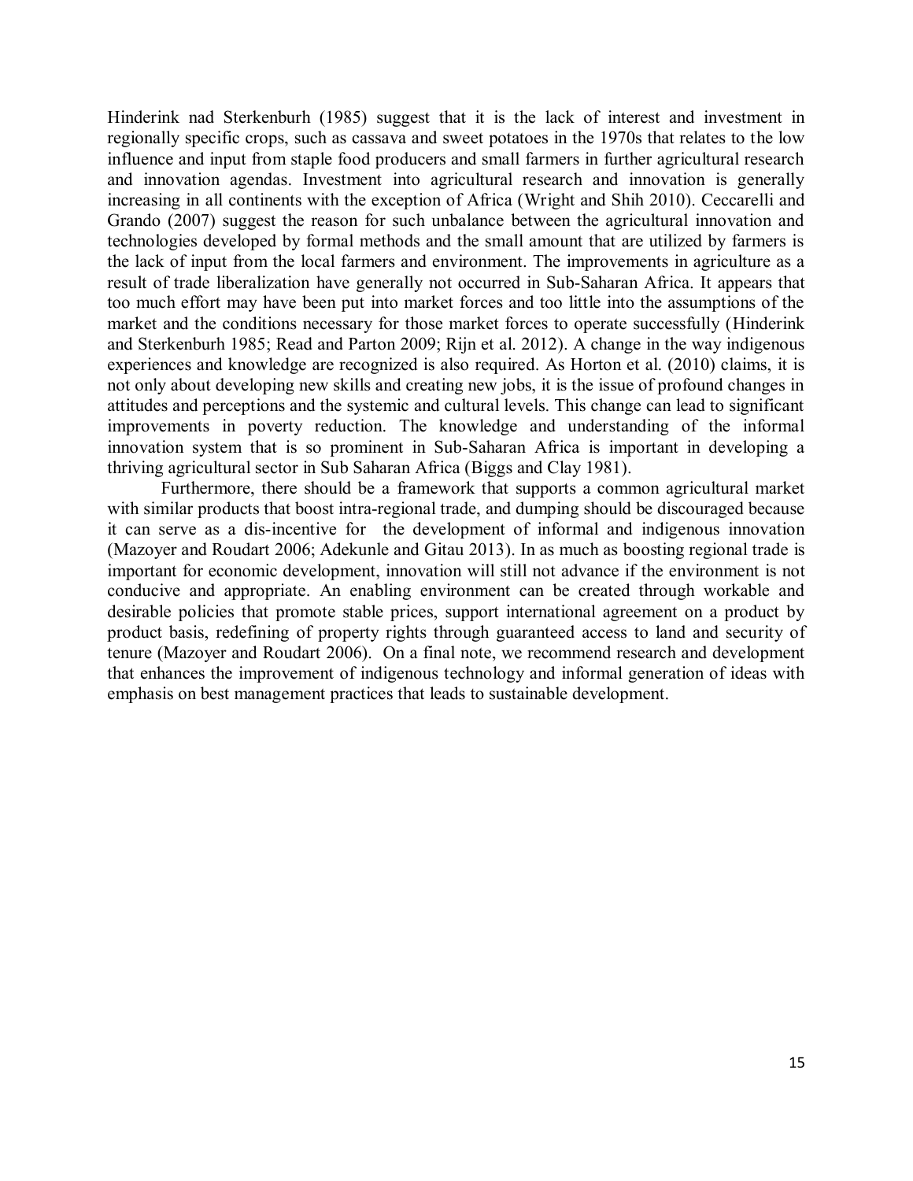Hinderink nad Sterkenburh (1985) suggest that it is the lack of interest and investment in regionally specific crops, such as cassava and sweet potatoes in the 1970s that relates to the low influence and input from staple food producers and small farmers in further agricultural research and innovation agendas. Investment into agricultural research and innovation is generally increasing in all continents with the exception of Africa (Wright and Shih 2010). Ceccarelli and Grando (2007) suggest the reason for such unbalance between the agricultural innovation and technologies developed by formal methods and the small amount that are utilized by farmers is the lack of input from the local farmers and environment. The improvements in agriculture as a result of trade liberalization have generally not occurred in Sub-Saharan Africa. It appears that too much effort may have been put into market forces and too little into the assumptions of the market and the conditions necessary for those market forces to operate successfully (Hinderink and Sterkenburh 1985; Read and Parton 2009; Rijn et al. 2012). A change in the way indigenous experiences and knowledge are recognized is also required. As Horton et al. (2010) claims, it is not only about developing new skills and creating new jobs, it is the issue of profound changes in attitudes and perceptions and the systemic and cultural levels. This change can lead to significant improvements in poverty reduction. The knowledge and understanding of the informal innovation system that is so prominent in Sub-Saharan Africa is important in developing a thriving agricultural sector in Sub Saharan Africa (Biggs and Clay 1981).

Furthermore, there should be a framework that supports a common agricultural market with similar products that boost intra-regional trade, and dumping should be discouraged because it can serve as a dis-incentive for the development of informal and indigenous innovation (Mazoyer and Roudart 2006; Adekunle and Gitau 2013). In as much as boosting regional trade is important for economic development, innovation will still not advance if the environment is not conducive and appropriate. An enabling environment can be created through workable and desirable policies that promote stable prices, support international agreement on a product by product basis, redefining of property rights through guaranteed access to land and security of tenure (Mazoyer and Roudart 2006). On a final note, we recommend research and development that enhances the improvement of indigenous technology and informal generation of ideas with emphasis on best management practices that leads to sustainable development.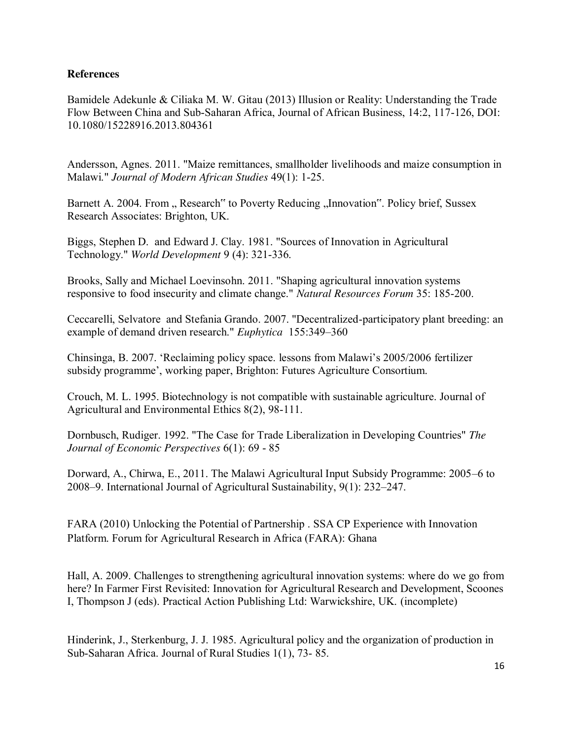**References**

Bamidele Adekunle & Ciliaka M. W. Gitau (2013) Illusion or Reality: Understanding the Trade Flow Between China and Sub-Saharan Africa, Journal of African Business, 14:2, 117-126, DOI: 10.1080/15228916.2013.804361

Andersson, Agnes. 2011. "Maize remittances, smallholder livelihoods and maize consumption in Malawi." *Journal of Modern African Studies* 49(1): 1-25.

Barnett A. 2004. From „ Research" to Poverty Reducing „Innovation". Policy brief, Sussex Research Associates: Brighton, UK.

Biggs, Stephen D. and Edward J. Clay. 1981. "Sources of Innovation in Agricultural Technology." *World Development* 9 (4): 321-336.

Brooks, Sally and Michael Loevinsohn. 2011. "Shaping agricultural innovation systems responsive to food insecurity and climate change." *Natural Resources Forum* 35: 185-200.

Ceccarelli, Selvatore and Stefania Grando. 2007. "Decentralized-participatory plant breeding: an example of demand driven research." *Euphytica* 155:349–360

Chinsinga, B. 2007. 'Reclaiming policy space. lessons from Malawi's 2005/2006 fertilizer subsidy programme', working paper, Brighton: Futures Agriculture Consortium.

Crouch, M. L. 1995. Biotechnology is not compatible with sustainable agriculture. Journal of Agricultural and Environmental Ethics 8(2), 98-111.

Dornbusch, Rudiger. 1992. "The Case for Trade Liberalization in Developing Countries" *The Journal of Economic Perspectives* 6(1): 69 - 85

Dorward, A., Chirwa, E., 2011. The Malawi Agricultural Input Subsidy Programme: 2005–6 to 2008–9. International Journal of Agricultural Sustainability, 9(1): 232–247.

FARA (2010) Unlocking the Potential of Partnership . SSA CP Experience with Innovation Platform. Forum for Agricultural Research in Africa (FARA): Ghana

Hall, A. 2009. Challenges to strengthening agricultural innovation systems: where do we go from here? In Farmer First Revisited: Innovation for Agricultural Research and Development, Scoones I, Thompson J (eds). Practical Action Publishing Ltd: Warwickshire, UK. (incomplete)

Hinderink, J., Sterkenburg, J. J. 1985. Agricultural policy and the organization of production in Sub-Saharan Africa. Journal of Rural Studies 1(1), 73- 85.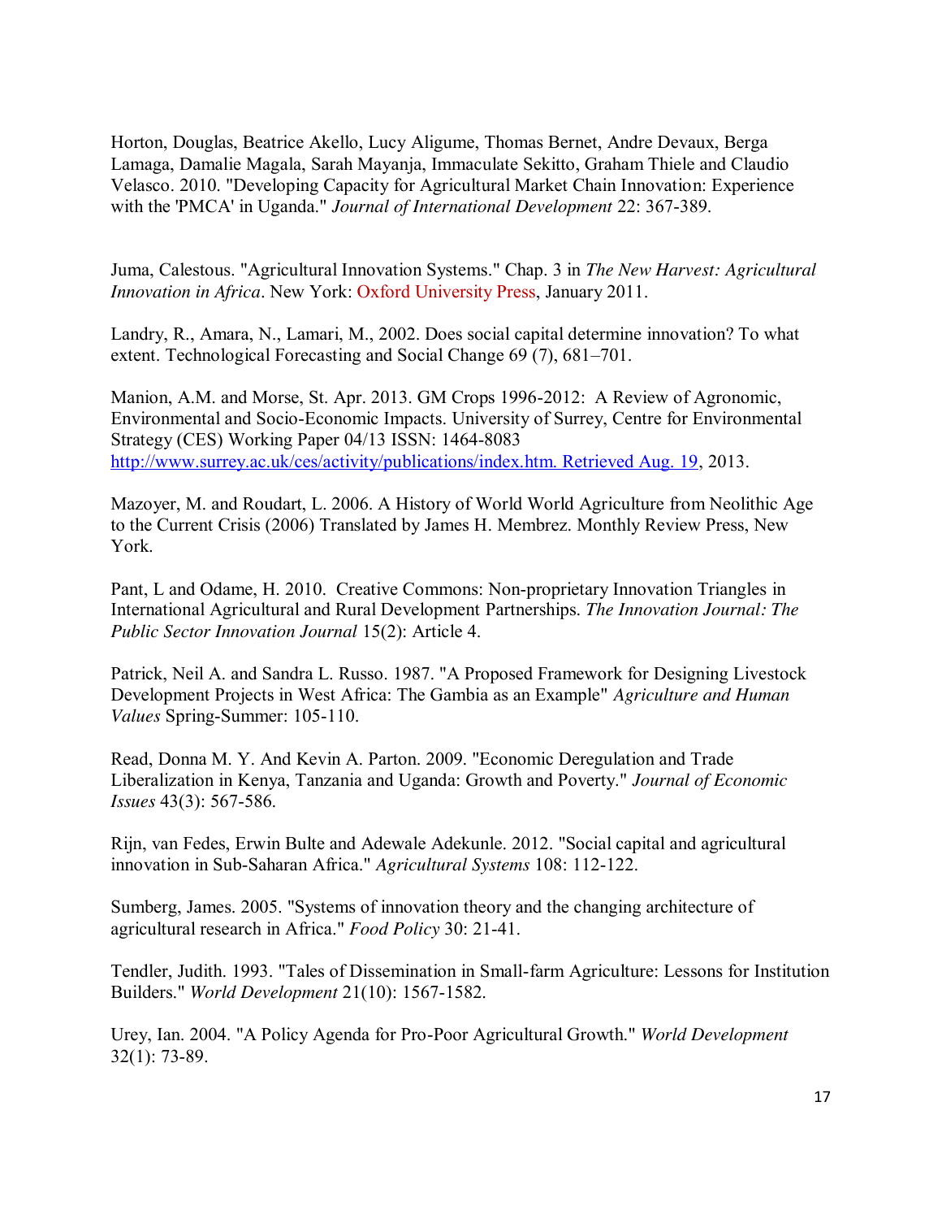Horton, Douglas, Beatrice Akello, Lucy Aligume, Thomas Bernet, Andre Devaux, Berga Lamaga, Damalie Magala, Sarah Mayanja, Immaculate Sekitto, Graham Thiele and Claudio Velasco. 2010. "Developing Capacity for Agricultural Market Chain Innovation: Experience with the 'PMCA' in Uganda." *Journal of International Development* 22: 367-389.

Juma, Calestous. "Agricultural Innovation Systems." Chap. 3 in *The New Harvest: Agricultural Innovation in Africa*. New York: Oxford University Press, January 2011.

Landry, R., Amara, N., Lamari, M., 2002. Does social capital determine innovation? To what extent. Technological Forecasting and Social Change 69 (7), 681–701.

Manion, A.M. and Morse, St. Apr. 2013. GM Crops 1996-2012: A Review of Agronomic, Environmental and Socio-Economic Impacts. University of Surrey, Centre for Environmental Strategy (CES) Working Paper 04/13 ISSN: 1464-8083 http://www.surrey.ac.uk/ces/activity/publications/index.htm. Retrieved Aug. 19, 2013.

Mazoyer, M. and Roudart, L. 2006. A History of World World Agriculture from Neolithic Age to the Current Crisis (2006) Translated by James H. Membrez. Monthly Review Press, New York.

Pant, L and Odame, H. 2010. Creative Commons: Non-proprietary Innovation Triangles in International Agricultural and Rural Development Partnerships. *The Innovation Journal: The Public Sector Innovation Journal* 15(2): Article 4.

Patrick, Neil A. and Sandra L. Russo. 1987. "A Proposed Framework for Designing Livestock Development Projects in West Africa: The Gambia as an Example" *Agriculture and Human Values* Spring-Summer: 105-110.

Read, Donna M. Y. And Kevin A. Parton. 2009. "Economic Deregulation and Trade Liberalization in Kenya, Tanzania and Uganda: Growth and Poverty." *Journal of Economic Issues* 43(3): 567-586.

Rijn, van Fedes, Erwin Bulte and Adewale Adekunle. 2012. "Social capital and agricultural innovation in Sub-Saharan Africa." *Agricultural Systems* 108: 112-122.

Sumberg, James. 2005. "Systems of innovation theory and the changing architecture of agricultural research in Africa." *Food Policy* 30: 21-41.

Tendler, Judith. 1993. "Tales of Dissemination in Small-farm Agriculture: Lessons for Institution Builders." *World Development* 21(10): 1567-1582.

Urey, Ian. 2004. "A Policy Agenda for Pro-Poor Agricultural Growth." *World Development* 32(1): 73-89.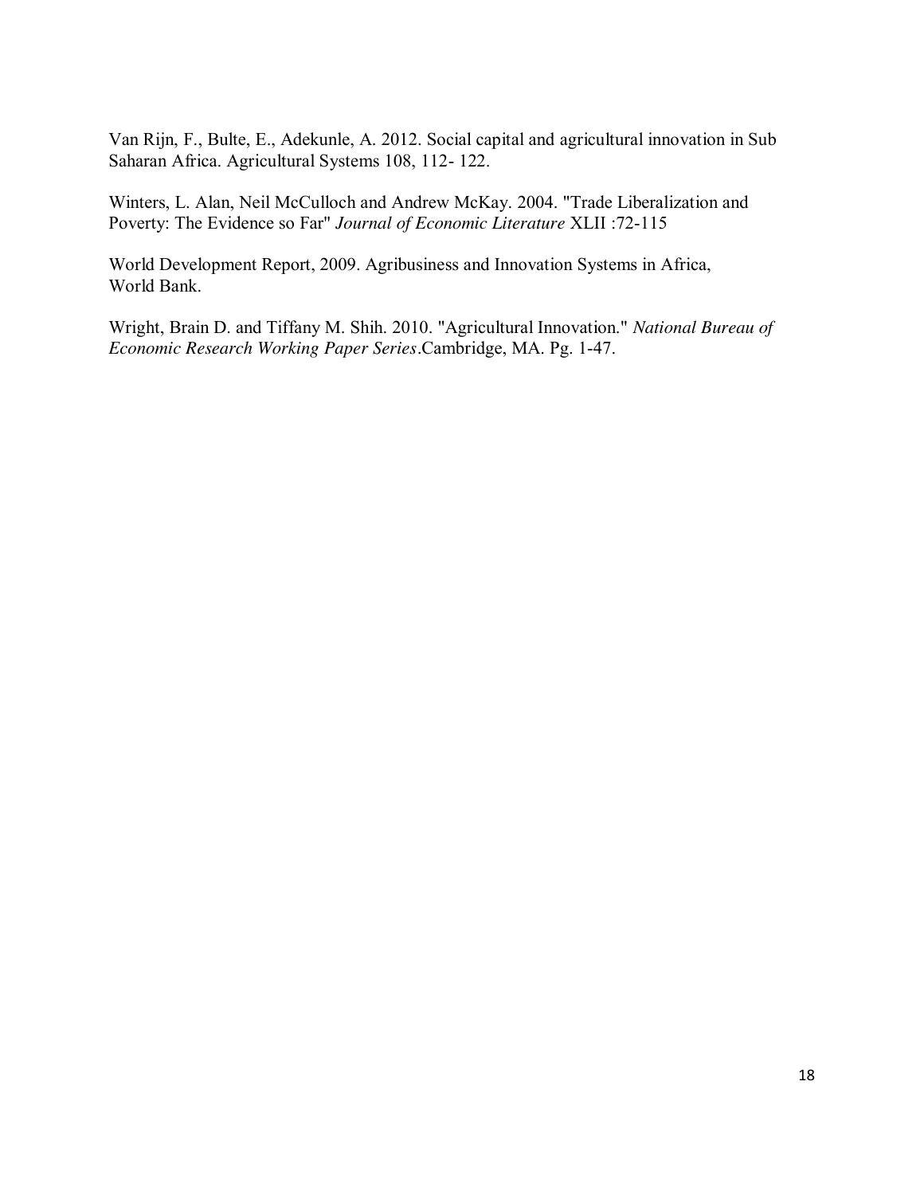Van Rijn, F., Bulte, E., Adekunle, A. 2012. Social capital and agricultural innovation in Sub Saharan Africa. Agricultural Systems 108, 112- 122.

Winters, L. Alan, Neil McCulloch and Andrew McKay. 2004. "Trade Liberalization and Poverty: The Evidence so Far" *Journal of Economic Literature* XLII :72-115

World Development Report, 2009. Agribusiness and Innovation Systems in Africa, World Bank.

Wright, Brain D. and Tiffany M. Shih. 2010. "Agricultural Innovation." *National Bureau of Economic Research Working Paper Series*.Cambridge, MA. Pg. 1-47.